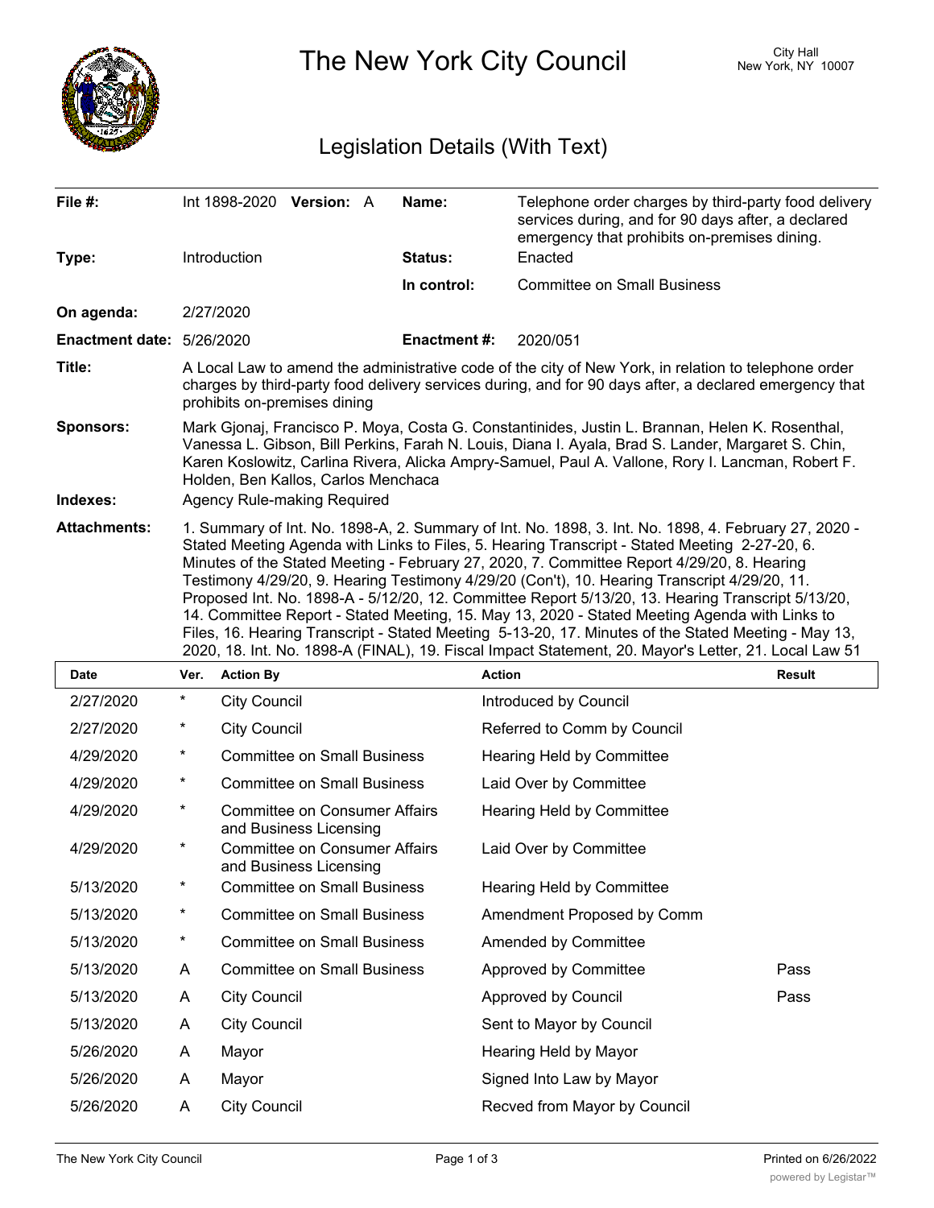# The New York City Council

City Hall
New York, NY 10007

## Legislation Details (With Text)

| | | | |
|---|---|---|---|
| **File #:** | Int 1898-2020 **Version:** A | **Name:** | Telephone order charges by third-party food delivery services during, and for 90 days after, a declared emergency that prohibits on-premises dining. |
| **Type:** | Introduction | **Status:** | Enacted |
| | | **In control:** | Committee on Small Business |
| **On agenda:** | 2/27/2020 | | |
| **Enactment date:** | 5/26/2020 | **Enactment #:** | 2020/051 |

**Title:** A Local Law to amend the administrative code of the city of New York, in relation to telephone order charges by third-party food delivery services during, and for 90 days after, a declared emergency that prohibits on-premises dining

**Sponsors:** Mark Gjonaj, Francisco P. Moya, Costa G. Constantinides, Justin L. Brannan, Helen K. Rosenthal, Vanessa L. Gibson, Bill Perkins, Farah N. Louis, Diana I. Ayala, Brad S. Lander, Margaret S. Chin, Karen Koslowitz, Carlina Rivera, Alicka Ampry-Samuel, Paul A. Vallone, Rory I. Lancman, Robert F. Holden, Ben Kallos, Carlos Menchaca

**Indexes:** Agency Rule-making Required

**Attachments:** 1. Summary of Int. No. 1898-A, 2. Summary of Int. No. 1898, 3. Int. No. 1898, 4. February 27, 2020 - Stated Meeting Agenda with Links to Files, 5. Hearing Transcript - Stated Meeting 2-27-20, 6. Minutes of the Stated Meeting - February 27, 2020, 7. Committee Report 4/29/20, 8. Hearing Testimony 4/29/20, 9. Hearing Testimony 4/29/20 (Con't), 10. Hearing Transcript 4/29/20, 11. Proposed Int. No. 1898-A - 5/12/20, 12. Committee Report 5/13/20, 13. Hearing Transcript 5/13/20, 14. Committee Report - Stated Meeting, 15. May 13, 2020 - Stated Meeting Agenda with Links to Files, 16. Hearing Transcript - Stated Meeting 5-13-20, 17. Minutes of the Stated Meeting - May 13, 2020, 18. Int. No. 1898-A (FINAL), 19. Fiscal Impact Statement, 20. Mayor's Letter, 21. Local Law 51

| Date | Ver. | Action By | Action | Result |
|---|---|---|---|---|
| 2/27/2020 | * | City Council | Introduced by Council | |
| 2/27/2020 | * | City Council | Referred to Comm by Council | |
| 4/29/2020 | * | Committee on Small Business | Hearing Held by Committee | |
| 4/29/2020 | * | Committee on Small Business | Laid Over by Committee | |
| 4/29/2020 | * | Committee on Consumer Affairs and Business Licensing | Hearing Held by Committee | |
| 4/29/2020 | * | Committee on Consumer Affairs and Business Licensing | Laid Over by Committee | |
| 5/13/2020 | * | Committee on Small Business | Hearing Held by Committee | |
| 5/13/2020 | * | Committee on Small Business | Amendment Proposed by Comm | |
| 5/13/2020 | * | Committee on Small Business | Amended by Committee | |
| 5/13/2020 | A | Committee on Small Business | Approved by Committee | Pass |
| 5/13/2020 | A | City Council | Approved by Council | Pass |
| 5/13/2020 | A | City Council | Sent to Mayor by Council | |
| 5/26/2020 | A | Mayor | Hearing Held by Mayor | |
| 5/26/2020 | A | Mayor | Signed Into Law by Mayor | |
| 5/26/2020 | A | City Council | Recved from Mayor by Council | |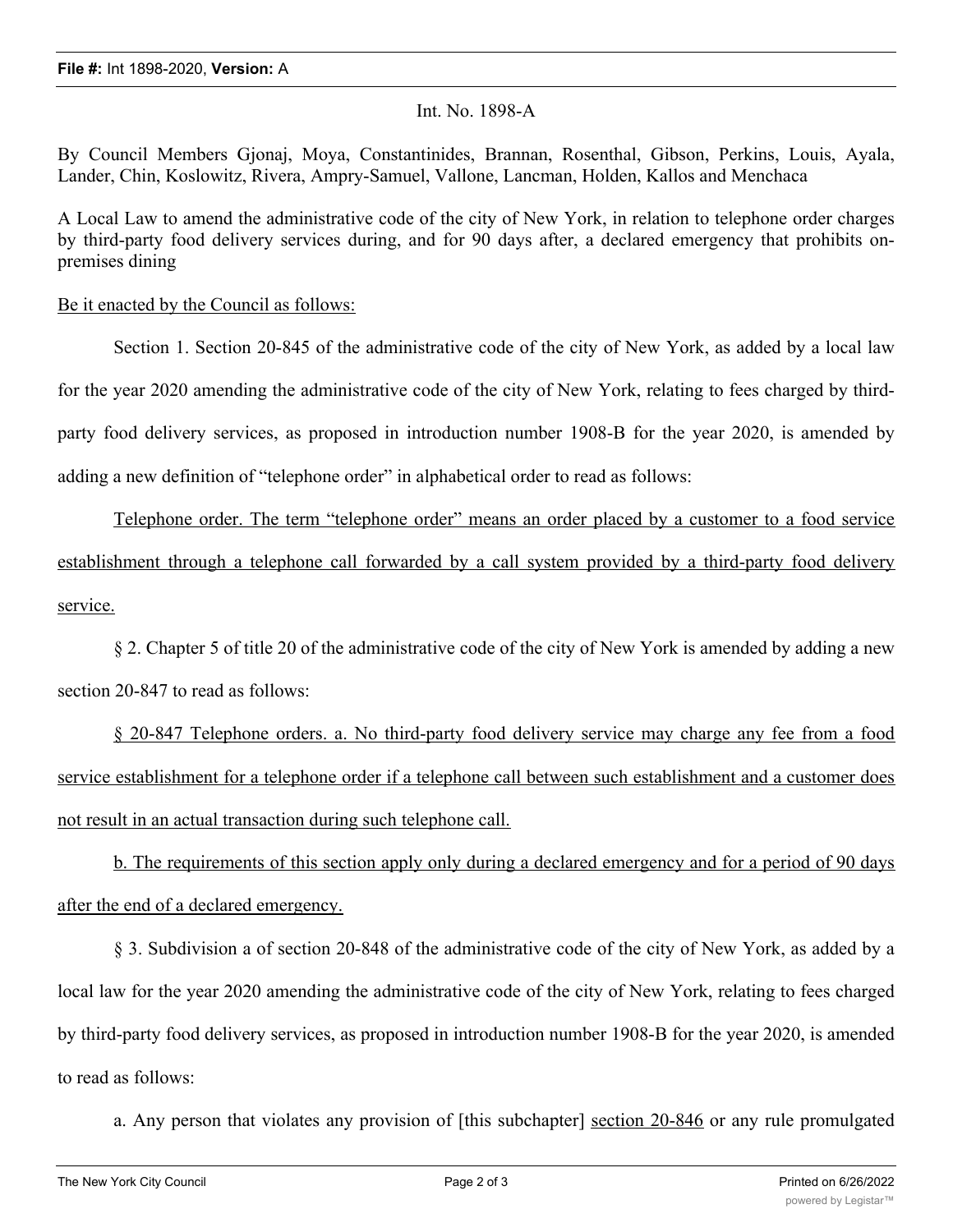Int. No. 1898-A

By Council Members Gjonaj, Moya, Constantinides, Brannan, Rosenthal, Gibson, Perkins, Louis, Ayala, Lander, Chin, Koslowitz, Rivera, Ampry-Samuel, Vallone, Lancman, Holden, Kallos and Menchaca

A Local Law to amend the administrative code of the city of New York, in relation to telephone order charges by third-party food delivery services during, and for 90 days after, a declared emergency that prohibits on-premises dining

Be it enacted by the Council as follows:

Section 1. Section 20-845 of the administrative code of the city of New York, as added by a local law for the year 2020 amending the administrative code of the city of New York, relating to fees charged by third-party food delivery services, as proposed in introduction number 1908-B for the year 2020, is amended by adding a new definition of "telephone order" in alphabetical order to read as follows:

Telephone order. The term "telephone order" means an order placed by a customer to a food service establishment through a telephone call forwarded by a call system provided by a third-party food delivery service.

§ 2. Chapter 5 of title 20 of the administrative code of the city of New York is amended by adding a new section 20-847 to read as follows:

§ 20-847 Telephone orders. a. No third-party food delivery service may charge any fee from a food service establishment for a telephone order if a telephone call between such establishment and a customer does not result in an actual transaction during such telephone call.

b. The requirements of this section apply only during a declared emergency and for a period of 90 days after the end of a declared emergency.

§ 3. Subdivision a of section 20-848 of the administrative code of the city of New York, as added by a local law for the year 2020 amending the administrative code of the city of New York, relating to fees charged by third-party food delivery services, as proposed in introduction number 1908-B for the year 2020, is amended to read as follows:

a. Any person that violates any provision of [this subchapter] section 20-846 or any rule promulgated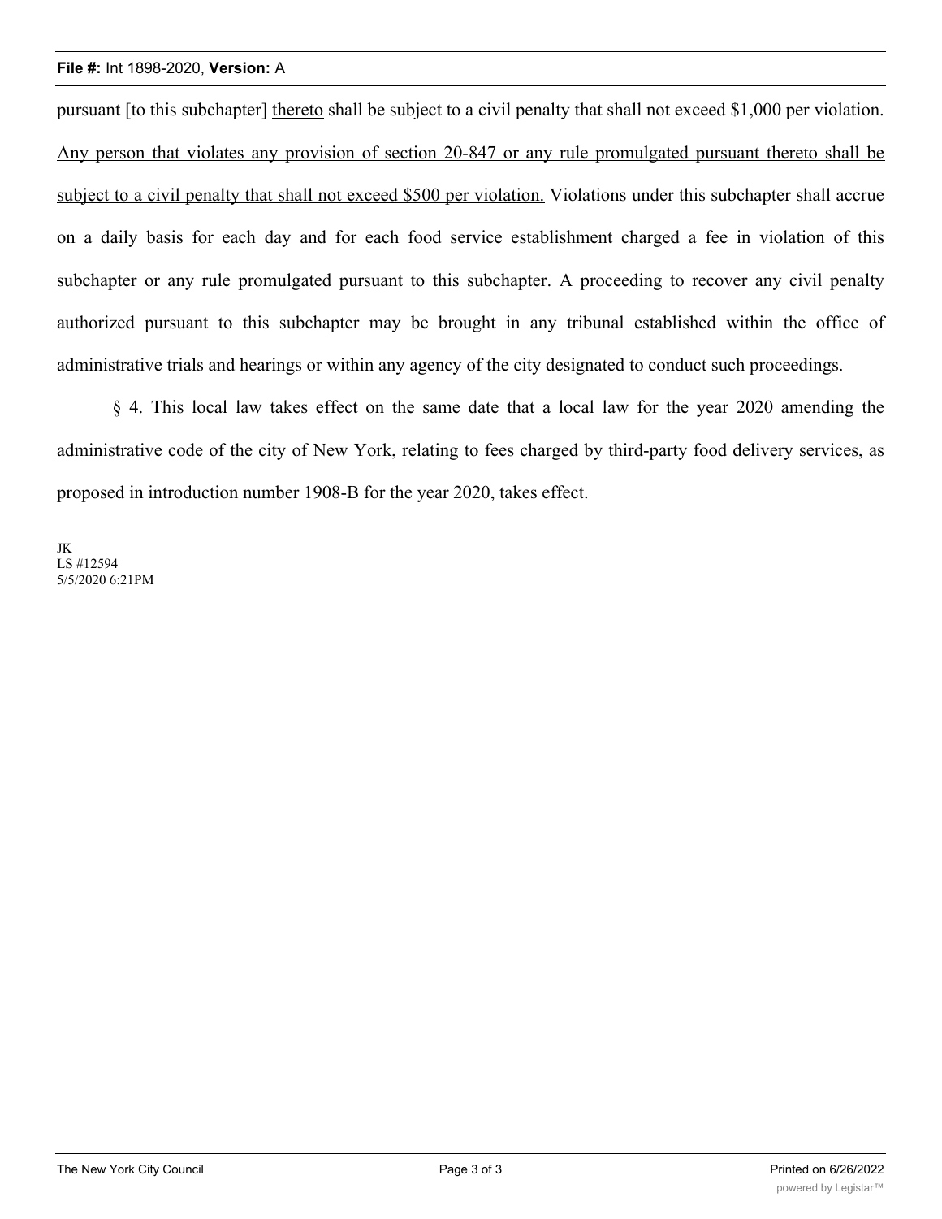pursuant [to this subchapter] <u>thereto</u> shall be subject to a civil penalty that shall not exceed $1,000 per violation. <u>Any person that violates any provision of section 20-847 or any rule promulgated pursuant thereto shall be subject to a civil penalty that shall not exceed $500 per violation.</u> Violations under this subchapter shall accrue on a daily basis for each day and for each food service establishment charged a fee in violation of this subchapter or any rule promulgated pursuant to this subchapter. A proceeding to recover any civil penalty authorized pursuant to this subchapter may be brought in any tribunal established within the office of administrative trials and hearings or within any agency of the city designated to conduct such proceedings.

§ 4. This local law takes effect on the same date that a local law for the year 2020 amending the administrative code of the city of New York, relating to fees charged by third-party food delivery services, as proposed in introduction number 1908-B for the year 2020, takes effect.

JK
LS #12594
5/5/2020 6:21PM